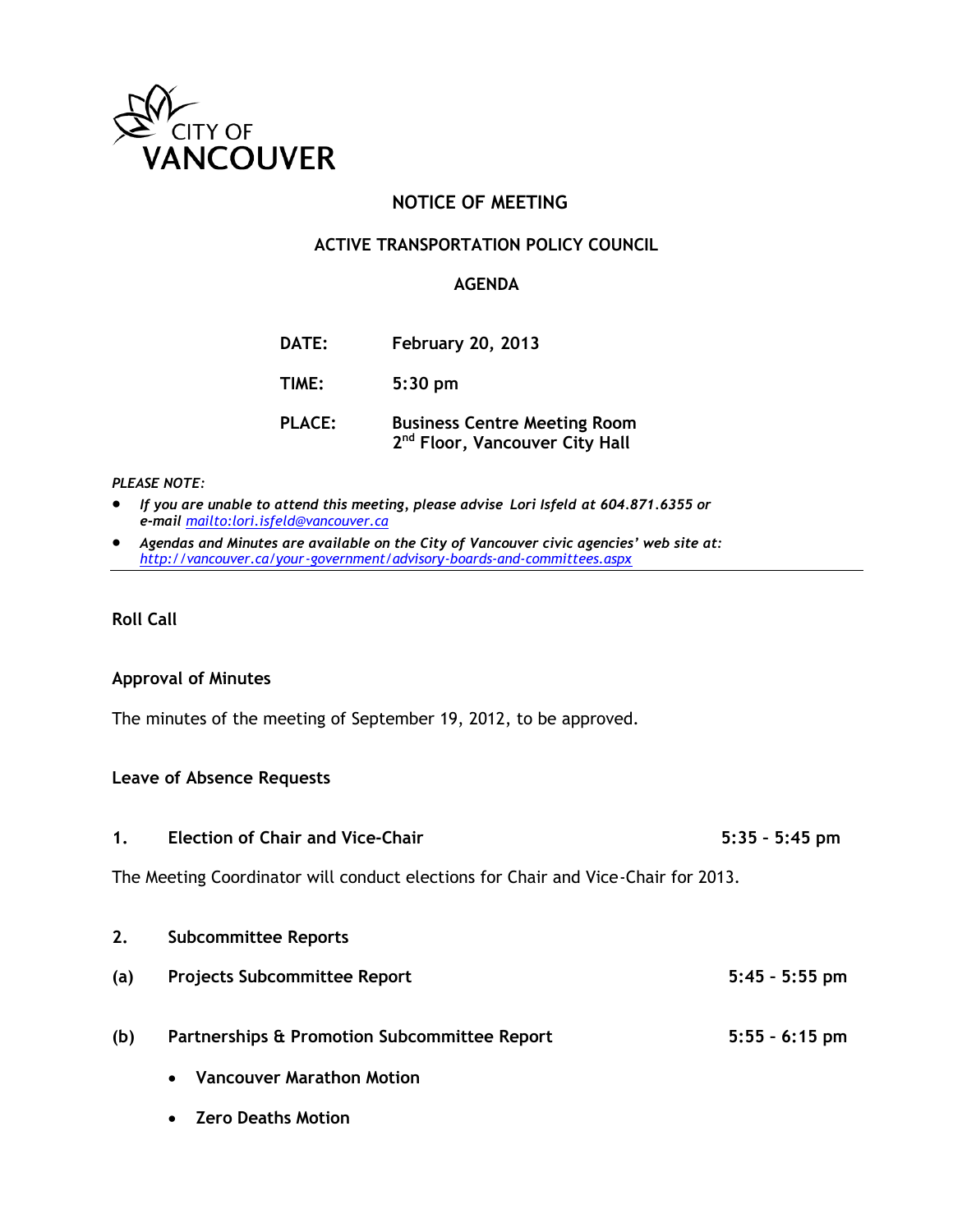CITY OF
VANCOUVER

# NOTICE OF MEETING

## ACTIVE TRANSPORTATION POLICY COUNCIL

## AGENDA

**DATE:** **February 20, 2013**

**TIME:** **5:30 pm**

**PLACE:** **Business Centre Meeting Room**
**2nd Floor, Vancouver City Hall**

*PLEASE NOTE:*

- ***If you are unable to attend this meeting, please advise Lori Isfeld at 604.871.6355 or e-mail [mailto:lori.isfeld@vancouver.ca](mailto:lori.isfeld@vancouver.ca)***
- ***Agendas and Minutes are available on the City of Vancouver civic agencies' web site at: [http://vancouver.ca/your-government/advisory-boards-and-committees.aspx](http://vancouver.ca/your-government/advisory-boards-and-committees.aspx)***

---

**Roll Call**

**Approval of Minutes**

The minutes of the meeting of September 19, 2012, to be approved.

**Leave of Absence Requests**

**1. Election of Chair and Vice-Chair** **5:35 – 5:45 pm**

The Meeting Coordinator will conduct elections for Chair and Vice-Chair for 2013.

**2. Subcommittee Reports**

**(a) Projects Subcommittee Report** **5:45 – 5:55 pm**

**(b) Partnerships & Promotion Subcommittee Report** **5:55 – 6:15 pm**

- **Vancouver Marathon Motion**
- **Zero Deaths Motion**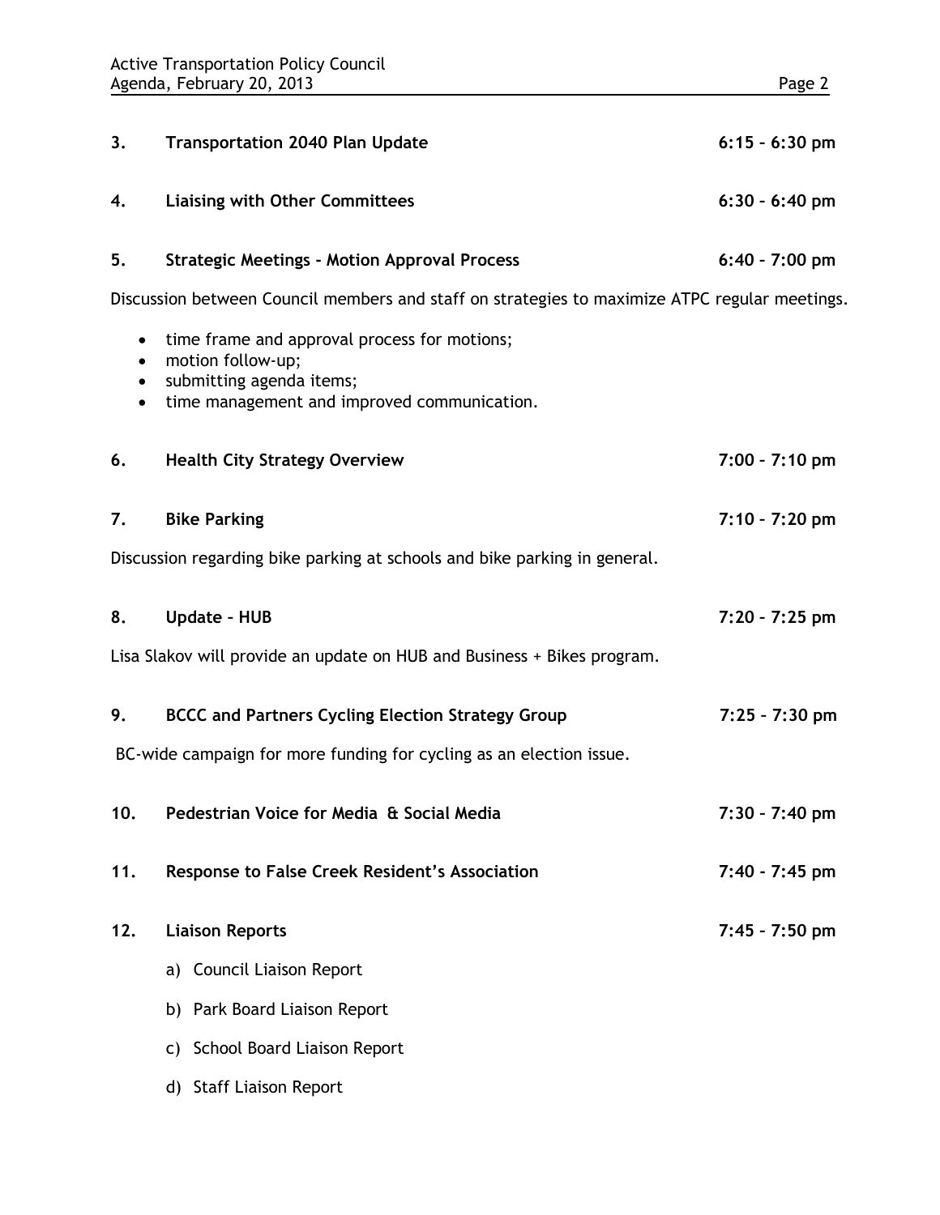**3. Transportation 2040 Plan Update** 6:15 – 6:30 pm

**4. Liaising with Other Committees** 6:30 – 6:40 pm

**5. Strategic Meetings - Motion Approval Process** 6:40 – 7:00 pm

Discussion between Council members and staff on strategies to maximize ATPC regular meetings.

- time frame and approval process for motions;
- motion follow-up;
- submitting agenda items;
- time management and improved communication.

**6. Health City Strategy Overview** 7:00 – 7:10 pm

**7. Bike Parking** 7:10 – 7:20 pm

Discussion regarding bike parking at schools and bike parking in general.

**8. Update – HUB** 7:20 – 7:25 pm

Lisa Slakov will provide an update on HUB and Business + Bikes program.

**9. BCCC and Partners Cycling Election Strategy Group** 7:25 – 7:30 pm

BC-wide campaign for more funding for cycling as an election issue.

**10. Pedestrian Voice for Media & Social Media** 7:30 – 7:40 pm

**11. Response to False Creek Resident's Association** 7:40 - 7:45 pm

**12. Liaison Reports** 7:45 – 7:50 pm

a) Council Liaison Report

b) Park Board Liaison Report

c) School Board Liaison Report

d) Staff Liaison Report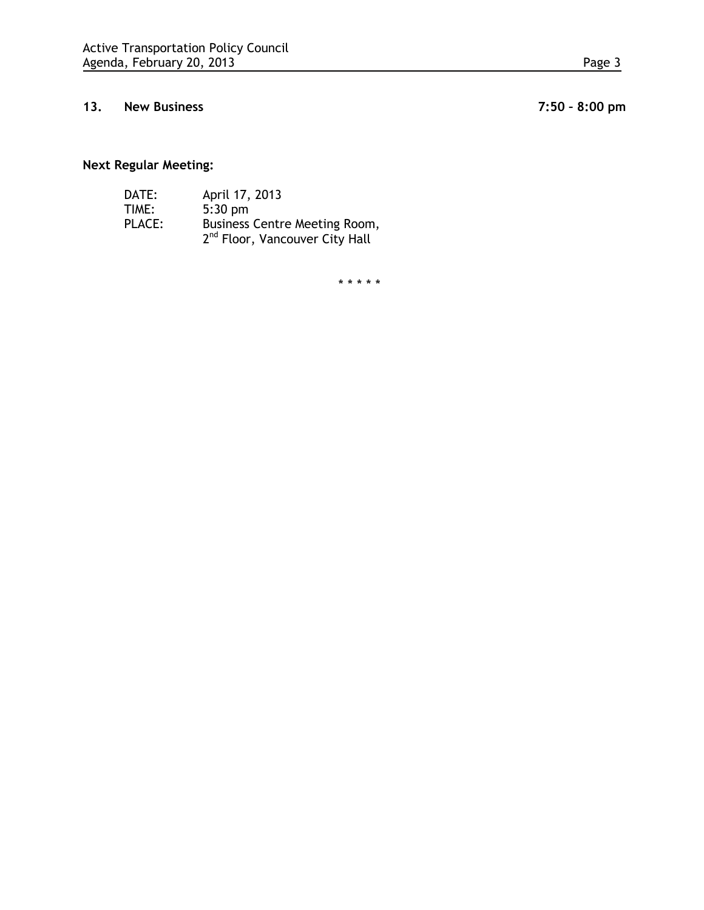**13. New Business 7:50 – 8:00 pm**

**Next Regular Meeting:**

DATE: April 17, 2013
TIME: 5:30 pm
PLACE: Business Centre Meeting Room,
2nd Floor, Vancouver City Hall

\* \* \* \* \*